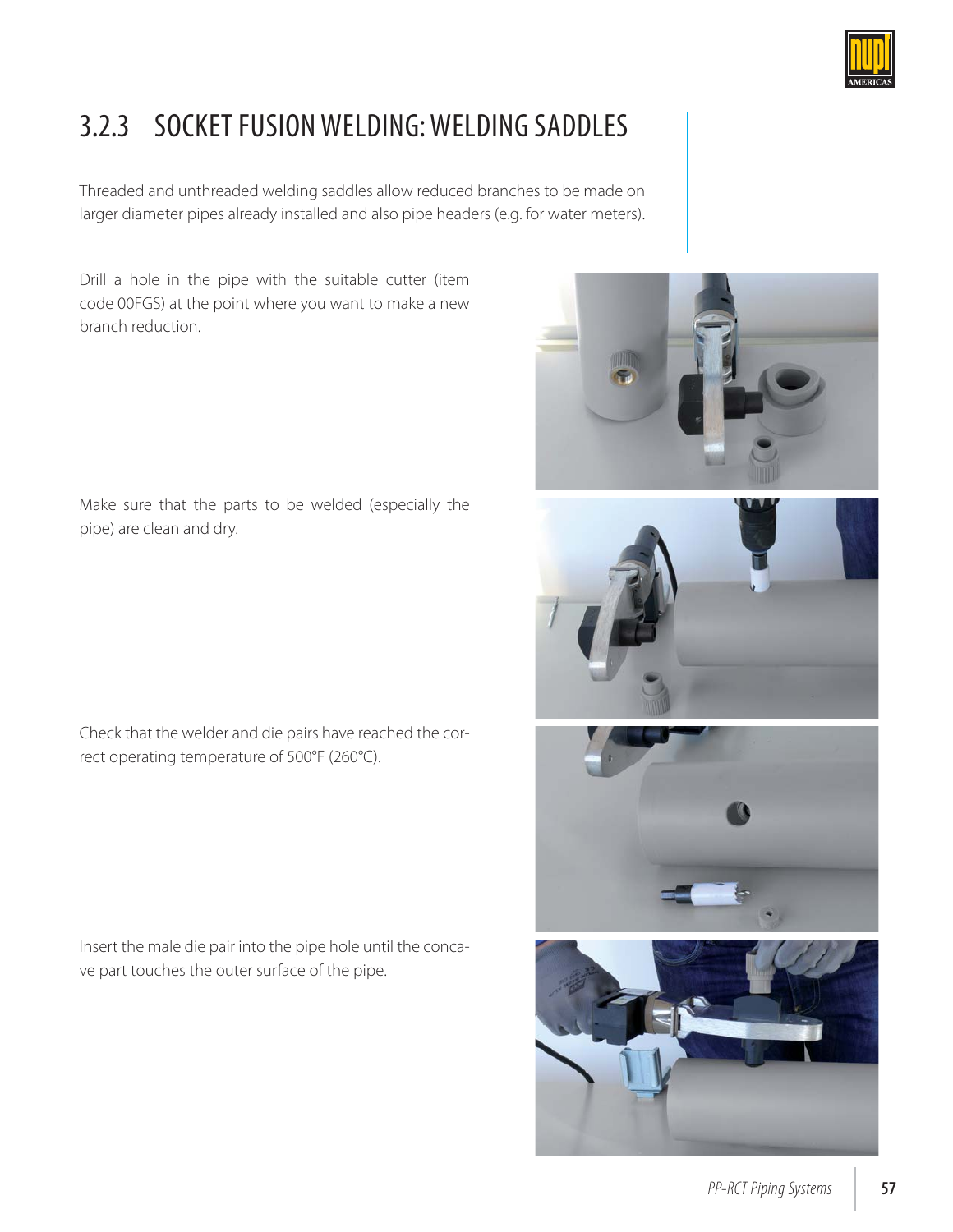## 3.2.3 SOCKET FUSION WELDING: WELDING SADDLES

Threaded and unthreaded welding saddles allow reduced branches to be made on larger diameter pipes already installed and also pipe headers (e.g. for water meters).

Drill a hole in the pipe with the suitable cutter (item code 00FGS) at the point where you want to make a new branch reduction.

Make sure that the parts to be welded (especially the pipe) are clean and dry.

Check that the welder and die pairs have reached the correct operating temperature of 500°F (260°C).

Insert the male die pair into the pipe hole until the concave part touches the outer surface of the pipe.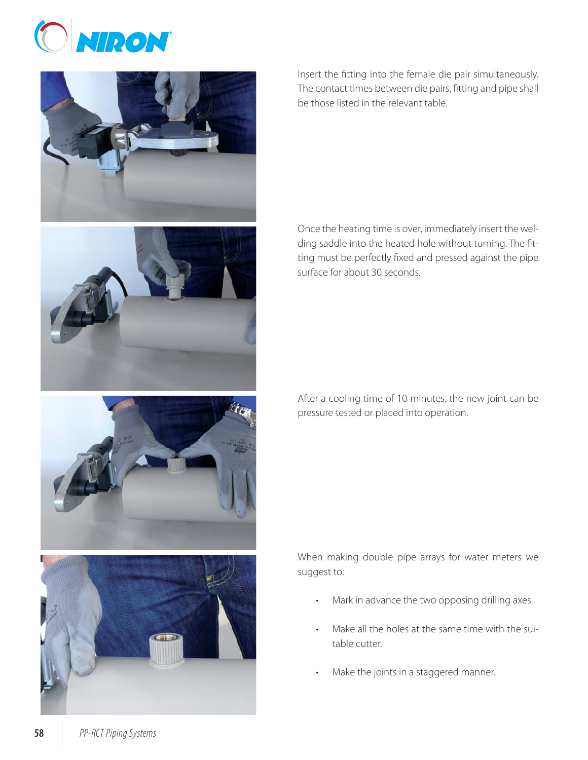Insert the fitting into the female die pair simultaneously. The contact times between die pairs, fitting and pipe shall be those listed in the relevant table.

Once the heating time is over, immediately insert the welding saddle into the heated hole without turning. The fitting must be perfectly fixed and pressed against the pipe surface for about 30 seconds.

After a cooling time of 10 minutes, the new joint can be pressure tested or placed into operation.

When making double pipe arrays for water meters we suggest to:

- Mark in advance the two opposing drilling axes.
- Make all the holes at the same time with the suitable cutter.
- Make the joints in a staggered manner.